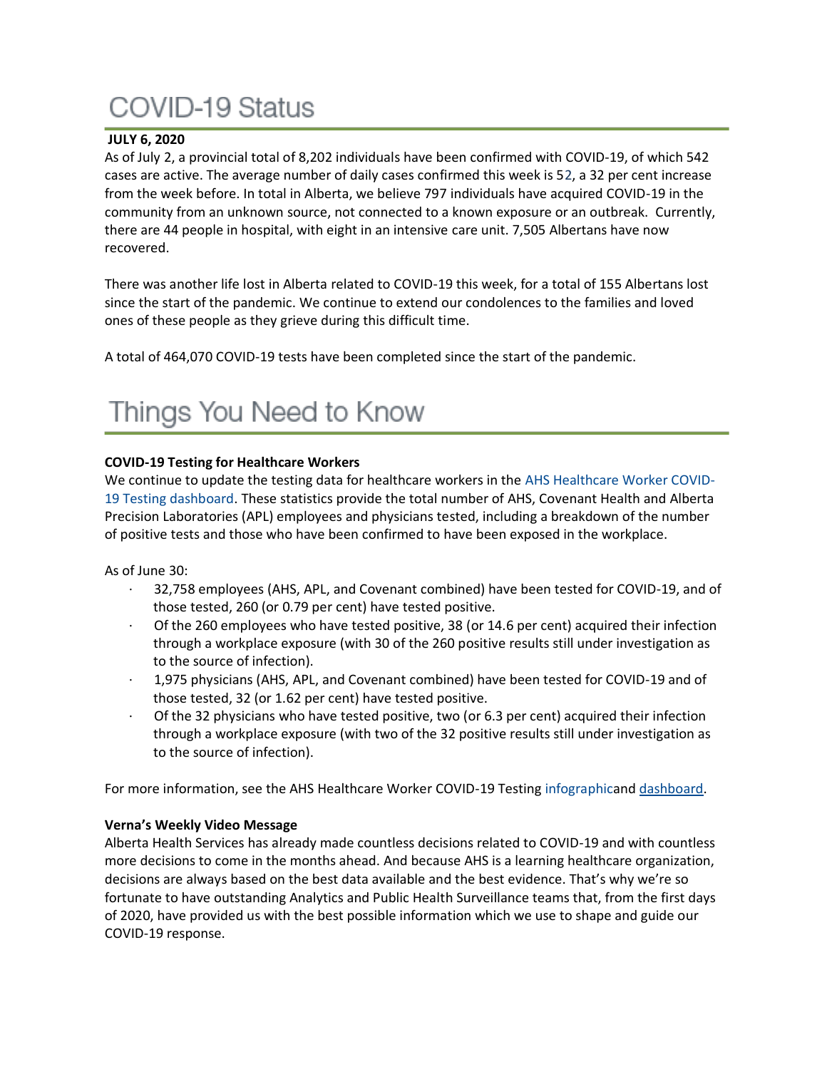# COVID-19 Status

**JULY 6, 2020**

As of July 2, a provincial total of 8,202 individuals have been confirmed with COVID-19, of which 542 cases are active. The average number of daily cases confirmed this week is 52, a 32 per cent increase from the week before. In total in Alberta, we believe 797 individuals have acquired COVID-19 in the community from an unknown source, not connected to a known exposure or an outbreak. Currently, there are 44 people in hospital, with eight in an intensive care unit. 7,505 Albertans have now recovered.

There was another life lost in Alberta related to COVID-19 this week, for a total of 155 Albertans lost since the start of the pandemic. We continue to extend our condolences to the families and loved ones of these people as they grieve during this difficult time.

A total of 464,070 COVID-19 tests have been completed since the start of the pandemic.

# Things You Need to Know

**COVID-19 Testing for Healthcare Workers**

We continue to update the testing data for healthcare workers in the AHS Healthcare Worker COVID-19 Testing dashboard. These statistics provide the total number of AHS, Covenant Health and Alberta Precision Laboratories (APL) employees and physicians tested, including a breakdown of the number of positive tests and those who have been confirmed to have been exposed in the workplace.

As of June 30:

- 32,758 employees (AHS, APL, and Covenant combined) have been tested for COVID-19, and of those tested, 260 (or 0.79 per cent) have tested positive.
- Of the 260 employees who have tested positive, 38 (or 14.6 per cent) acquired their infection through a workplace exposure (with 30 of the 260 positive results still under investigation as to the source of infection).
- 1,975 physicians (AHS, APL, and Covenant combined) have been tested for COVID-19 and of those tested, 32 (or 1.62 per cent) have tested positive.
- Of the 32 physicians who have tested positive, two (or 6.3 per cent) acquired their infection through a workplace exposure (with two of the 32 positive results still under investigation as to the source of infection).

For more information, see the AHS Healthcare Worker COVID-19 Testing infographicand dashboard.

**Verna's Weekly Video Message**

Alberta Health Services has already made countless decisions related to COVID-19 and with countless more decisions to come in the months ahead. And because AHS is a learning healthcare organization, decisions are always based on the best data available and the best evidence. That's why we're so fortunate to have outstanding Analytics and Public Health Surveillance teams that, from the first days of 2020, have provided us with the best possible information which we use to shape and guide our COVID-19 response.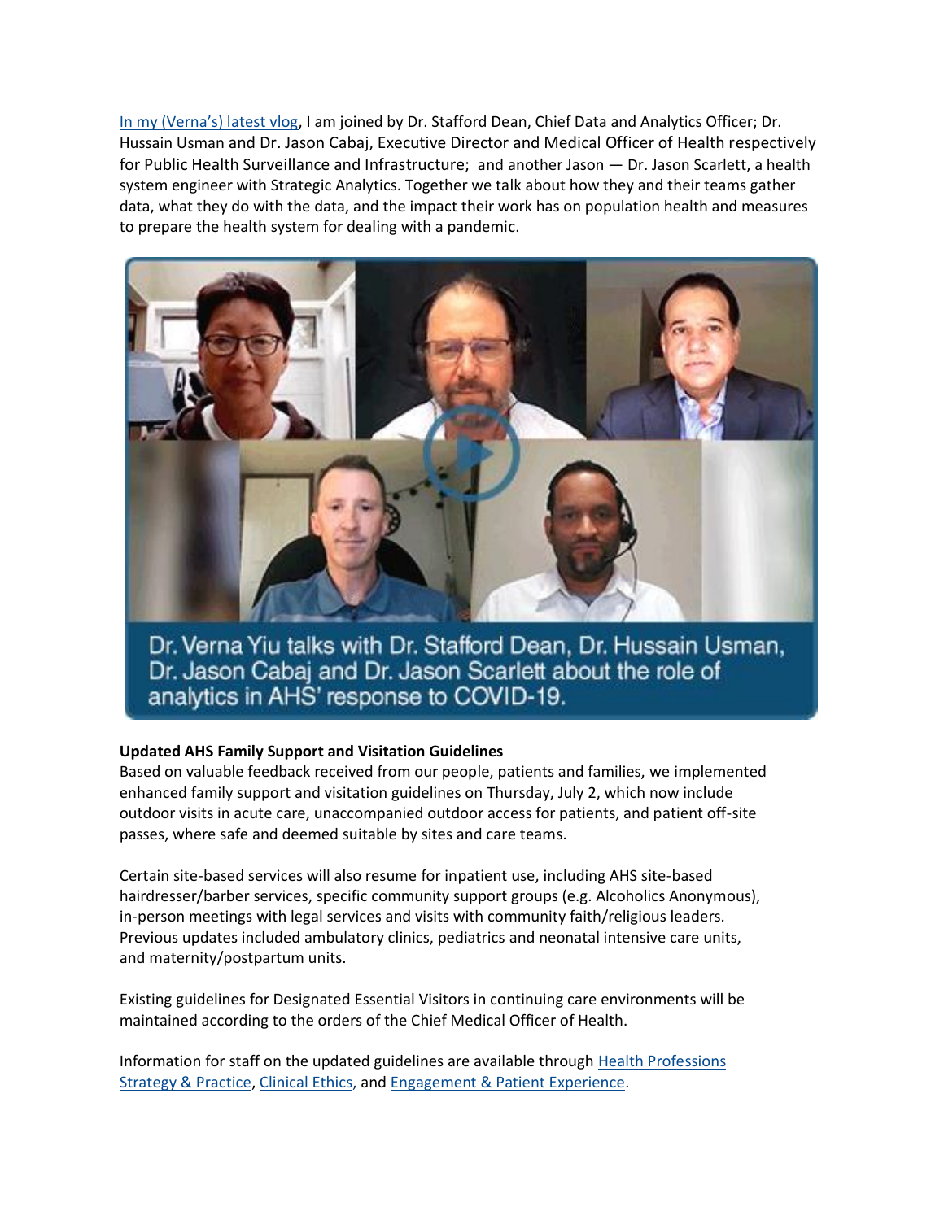[In my (Verna's) latest vlog](), I am joined by Dr. Stafford Dean, Chief Data and Analytics Officer; Dr. Hussain Usman and Dr. Jason Cabaj, Executive Director and Medical Officer of Health respectively for Public Health Surveillance and Infrastructure; and another Jason — Dr. Jason Scarlett, a health system engineer with Strategic Analytics. Together we talk about how they and their teams gather data, what they do with the data, and the impact their work has on population health and measures to prepare the health system for dealing with a pandemic.

Dr. Verna Yiu talks with Dr. Stafford Dean, Dr. Hussain Usman, Dr. Jason Cabaj and Dr. Jason Scarlett about the role of analytics in AHS' response to COVID-19.

**Updated AHS Family Support and Visitation Guidelines**

Based on valuable feedback received from our people, patients and families, we implemented enhanced family support and visitation guidelines on Thursday, July 2, which now include outdoor visits in acute care, unaccompanied outdoor access for patients, and patient off-site passes, where safe and deemed suitable by sites and care teams.

Certain site-based services will also resume for inpatient use, including AHS site-based hairdresser/barber services, specific community support groups (e.g. Alcoholics Anonymous), in-person meetings with legal services and visits with community faith/religious leaders. Previous updates included ambulatory clinics, pediatrics and neonatal intensive care units, and maternity/postpartum units.

Existing guidelines for Designated Essential Visitors in continuing care environments will be maintained according to the orders of the Chief Medical Officer of Health.

Information for staff on the updated guidelines are available through Health Professions Strategy & Practice, Clinical Ethics, and Engagement & Patient Experience.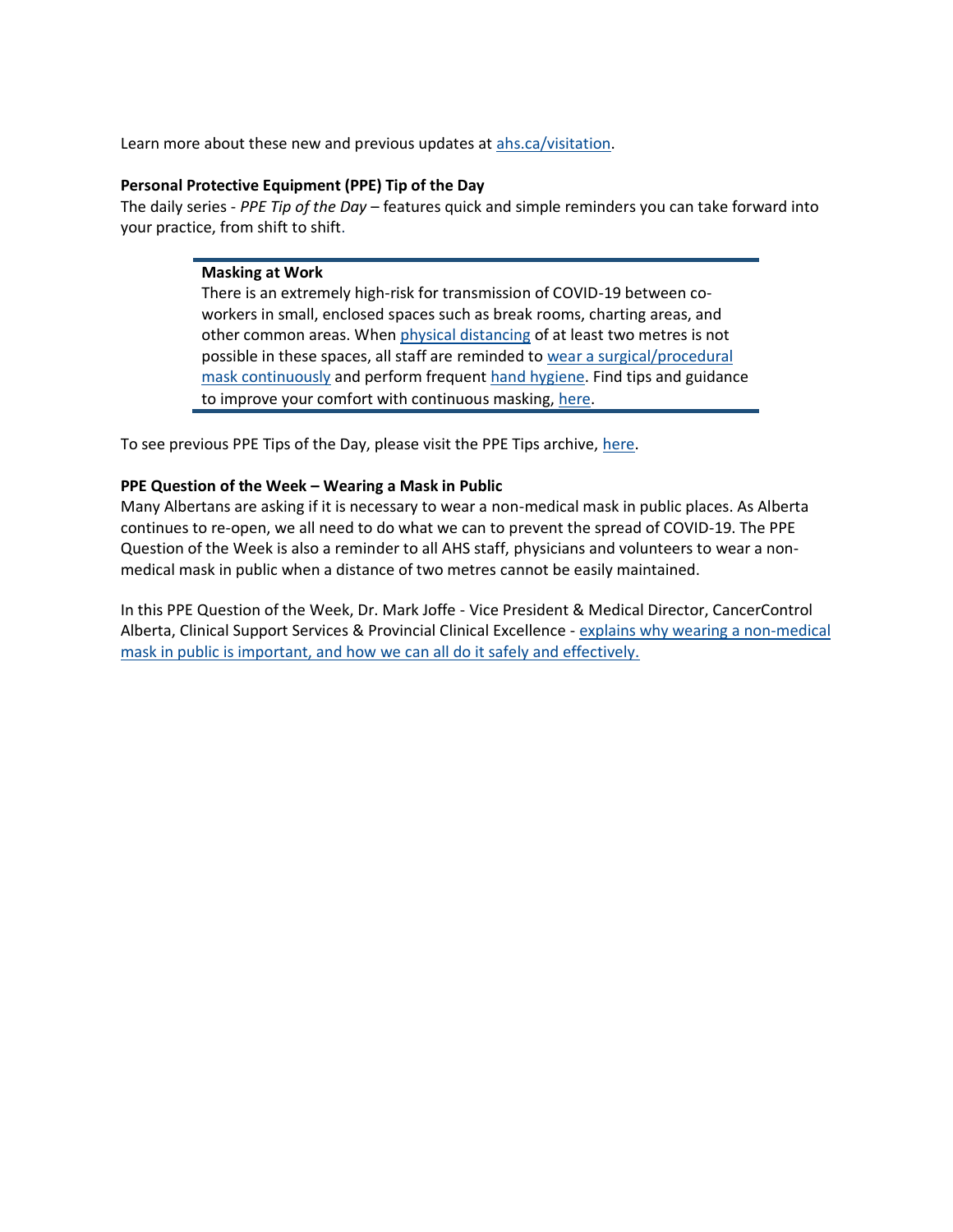Learn more about these new and previous updates at ahs.ca/visitation.

**Personal Protective Equipment (PPE) Tip of the Day**

The daily series - *PPE Tip of the Day* – features quick and simple reminders you can take forward into your practice, from shift to shift.

> **Masking at Work**
>
> There is an extremely high-risk for transmission of COVID-19 between co-workers in small, enclosed spaces such as break rooms, charting areas, and other common areas. When physical distancing of at least two metres is not possible in these spaces, all staff are reminded to wear a surgical/procedural mask continuously and perform frequent hand hygiene. Find tips and guidance to improve your comfort with continuous masking, here.

To see previous PPE Tips of the Day, please visit the PPE Tips archive, here.

**PPE Question of the Week – Wearing a Mask in Public**

Many Albertans are asking if it is necessary to wear a non-medical mask in public places. As Alberta continues to re-open, we all need to do what we can to prevent the spread of COVID-19. The PPE Question of the Week is also a reminder to all AHS staff, physicians and volunteers to wear a non-medical mask in public when a distance of two metres cannot be easily maintained.

In this PPE Question of the Week, Dr. Mark Joffe - Vice President & Medical Director, CancerControl Alberta, Clinical Support Services & Provincial Clinical Excellence - explains why wearing a non-medical mask in public is important, and how we can all do it safely and effectively.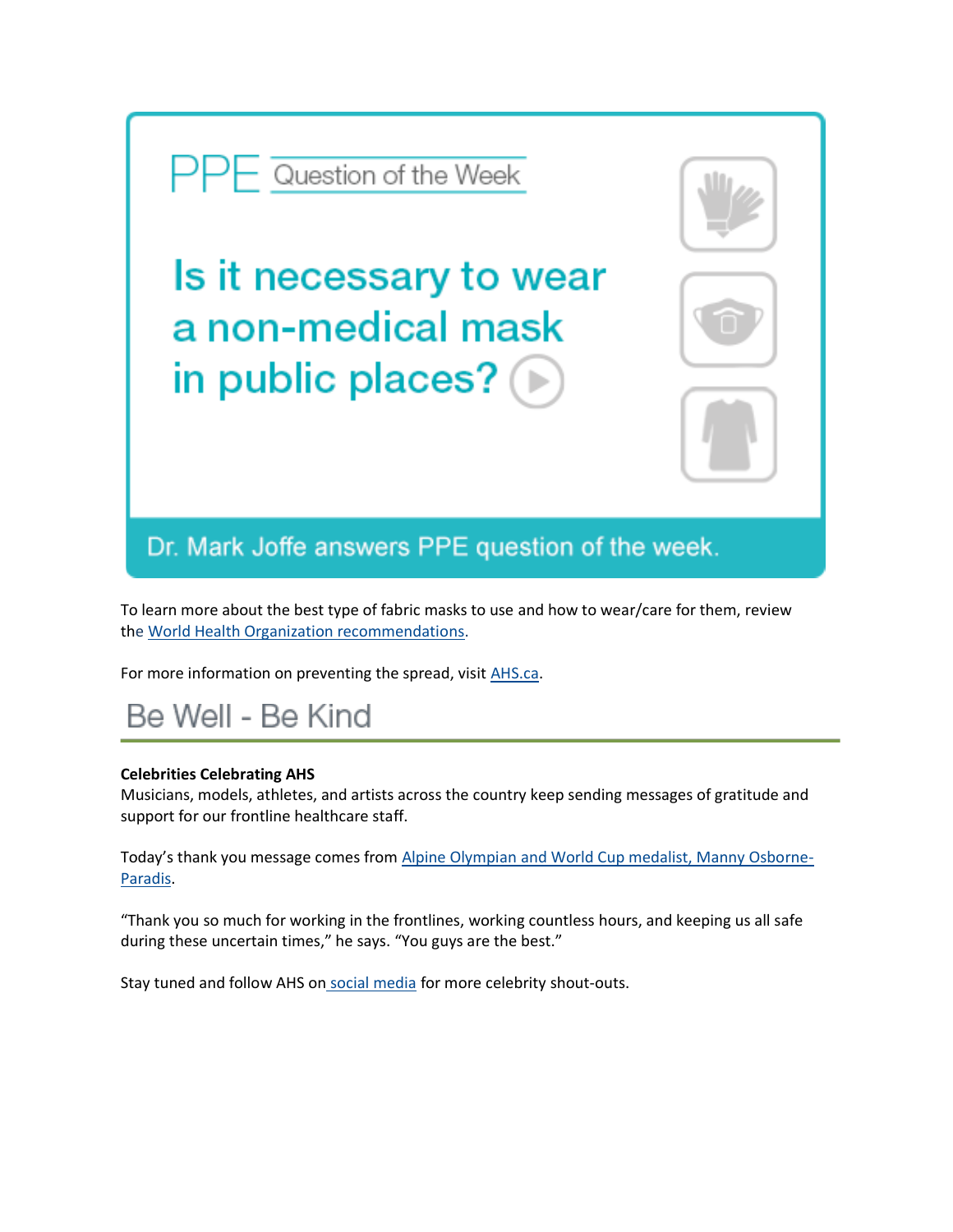PPE Question of the Week

**Is it necessary to wear a non-medical mask in public places?**

Dr. Mark Joffe answers PPE question of the week.

To learn more about the best type of fabric masks to use and how to wear/care for them, review the World Health Organization recommendations.

For more information on preventing the spread, visit AHS.ca.

## Be Well - Be Kind

**Celebrities Celebrating AHS**

Musicians, models, athletes, and artists across the country keep sending messages of gratitude and support for our frontline healthcare staff.

Today's thank you message comes from Alpine Olympian and World Cup medalist, Manny Osborne-Paradis.

"Thank you so much for working in the frontlines, working countless hours, and keeping us all safe during these uncertain times," he says. "You guys are the best."

Stay tuned and follow AHS on social media for more celebrity shout-outs.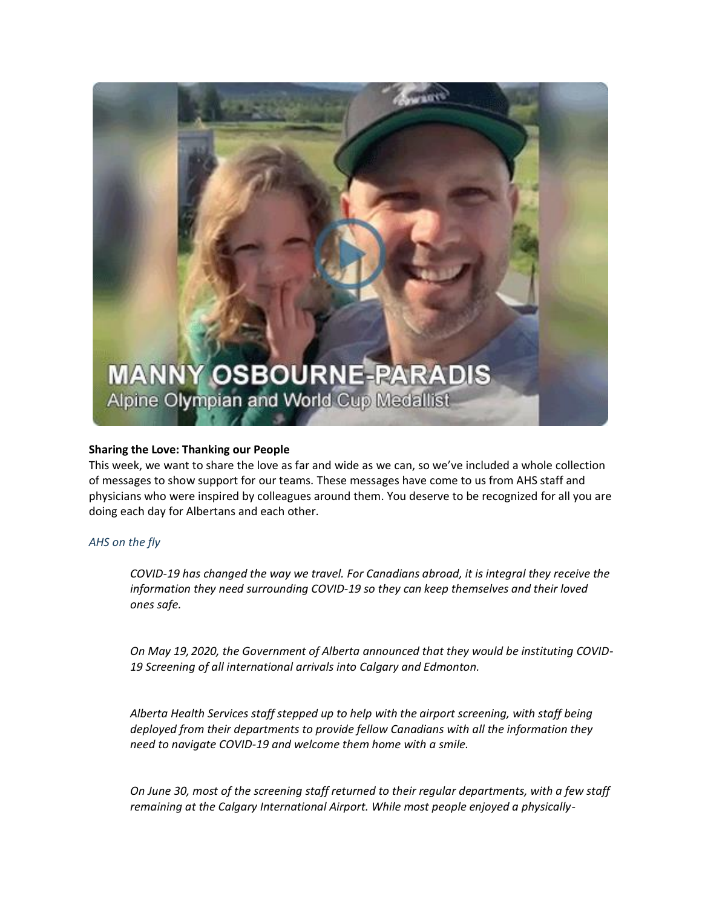**Sharing the Love: Thanking our People**

This week, we want to share the love as far and wide as we can, so we've included a whole collection of messages to show support for our teams. These messages have come to us from AHS staff and physicians who were inspired by colleagues around them. You deserve to be recognized for all you are doing each day for Albertans and each other.

*AHS on the fly*

> *COVID-19 has changed the way we travel. For Canadians abroad, it is integral they receive the information they need surrounding COVID-19 so they can keep themselves and their loved ones safe.*
>
> *On May 19, 2020, the Government of Alberta announced that they would be instituting COVID-19 Screening of all international arrivals into Calgary and Edmonton.*
>
> *Alberta Health Services staff stepped up to help with the airport screening, with staff being deployed from their departments to provide fellow Canadians with all the information they need to navigate COVID-19 and welcome them home with a smile.*
>
> *On June 30, most of the screening staff returned to their regular departments, with a few staff remaining at the Calgary International Airport. While most people enjoyed a physically-*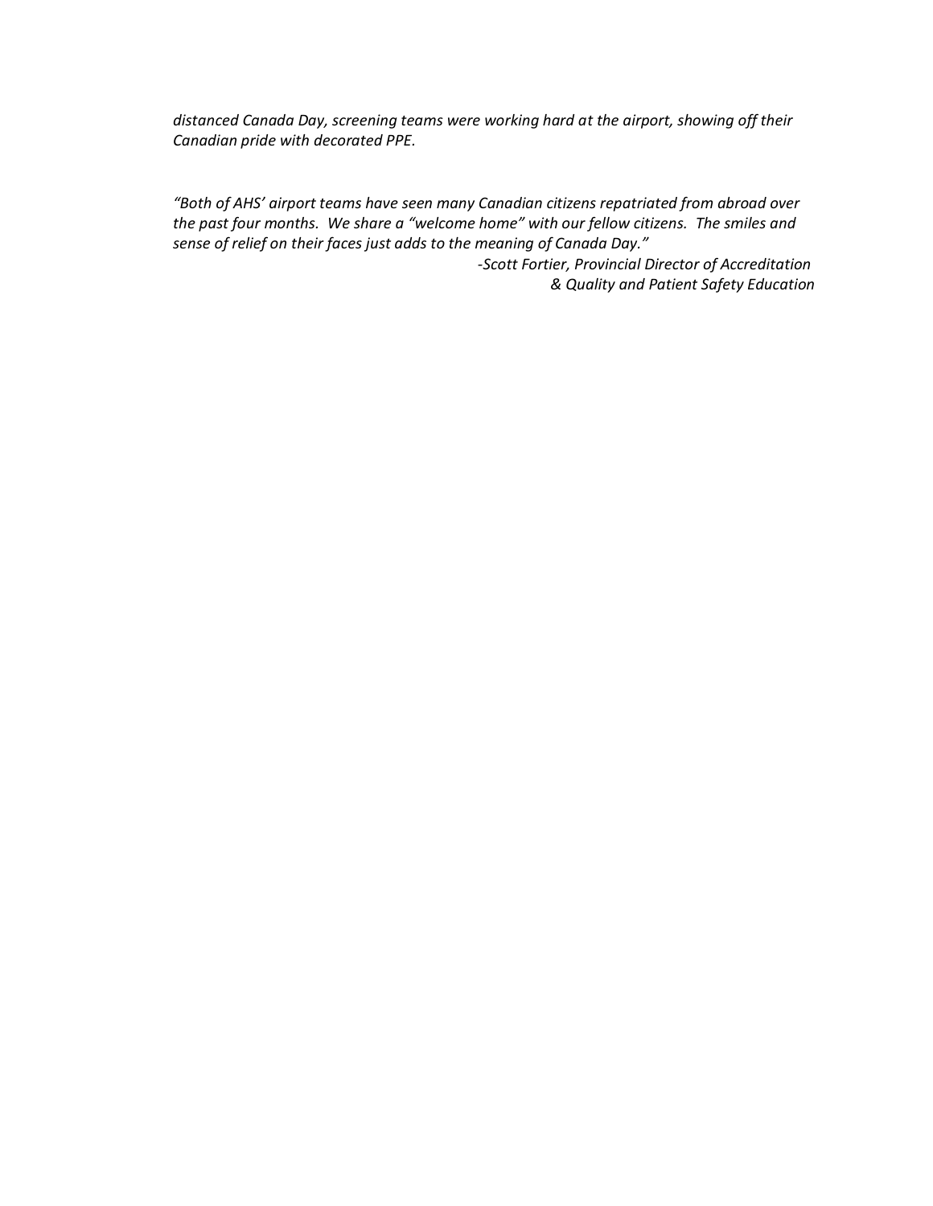*distanced Canada Day, screening teams were working hard at the airport, showing off their Canadian pride with decorated PPE.*

*"Both of AHS' airport teams have seen many Canadian citizens repatriated from abroad over the past four months. We share a "welcome home" with our fellow citizens. The smiles and sense of relief on their faces just adds to the meaning of Canada Day."*

*-Scott Fortier, Provincial Director of Accreditation & Quality and Patient Safety Education*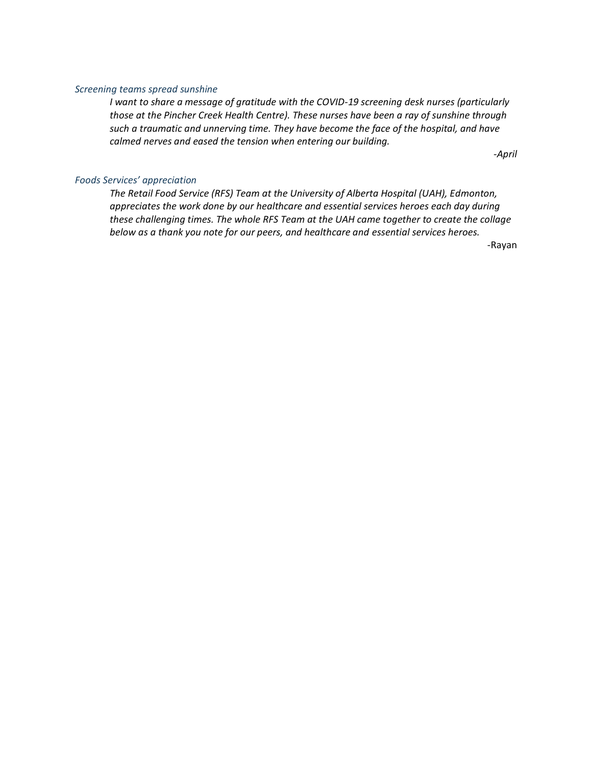### *Screening teams spread sunshine*

*I want to share a message of gratitude with the COVID-19 screening desk nurses (particularly those at the Pincher Creek Health Centre). These nurses have been a ray of sunshine through such a traumatic and unnerving time. They have become the face of the hospital, and have calmed nerves and eased the tension when entering our building.*

*-April*

### *Foods Services' appreciation*

*The Retail Food Service (RFS) Team at the University of Alberta Hospital (UAH), Edmonton, appreciates the work done by our healthcare and essential services heroes each day during these challenging times. The whole RFS Team at the UAH came together to create the collage below as a thank you note for our peers, and healthcare and essential services heroes.*

-Rayan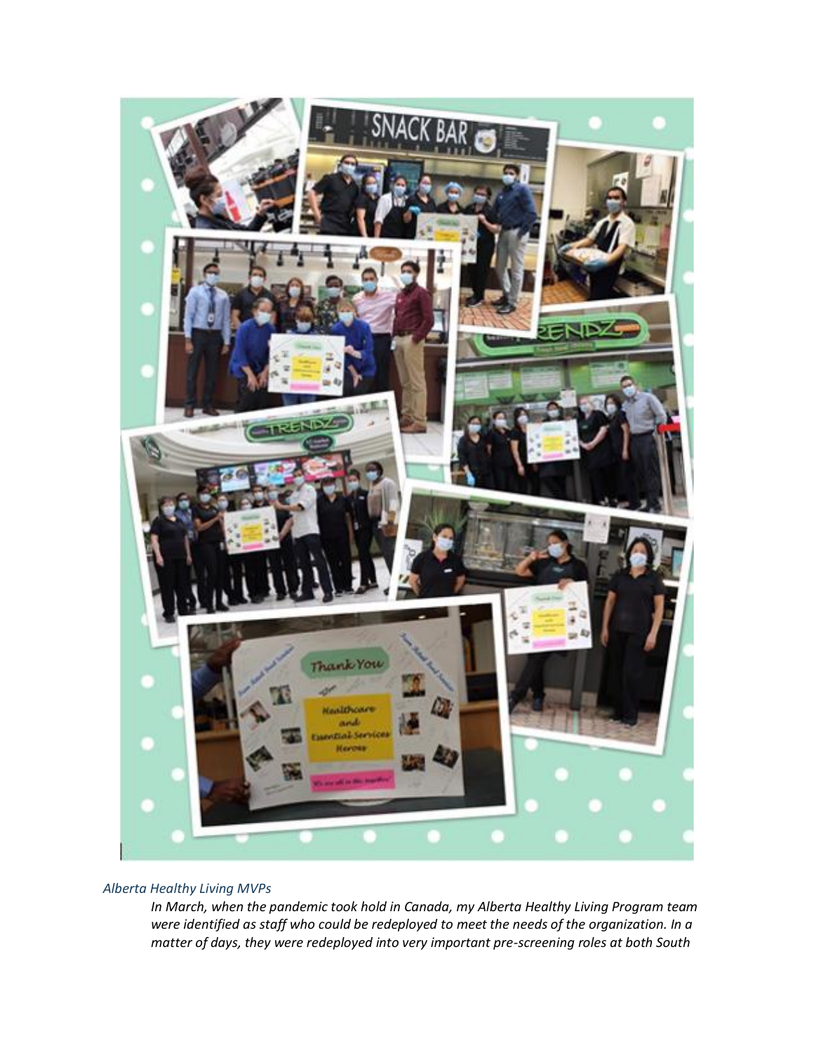*Alberta Healthy Living MVPs*

*In March, when the pandemic took hold in Canada, my Alberta Healthy Living Program team were identified as staff who could be redeployed to meet the needs of the organization. In a matter of days, they were redeployed into very important pre-screening roles at both South*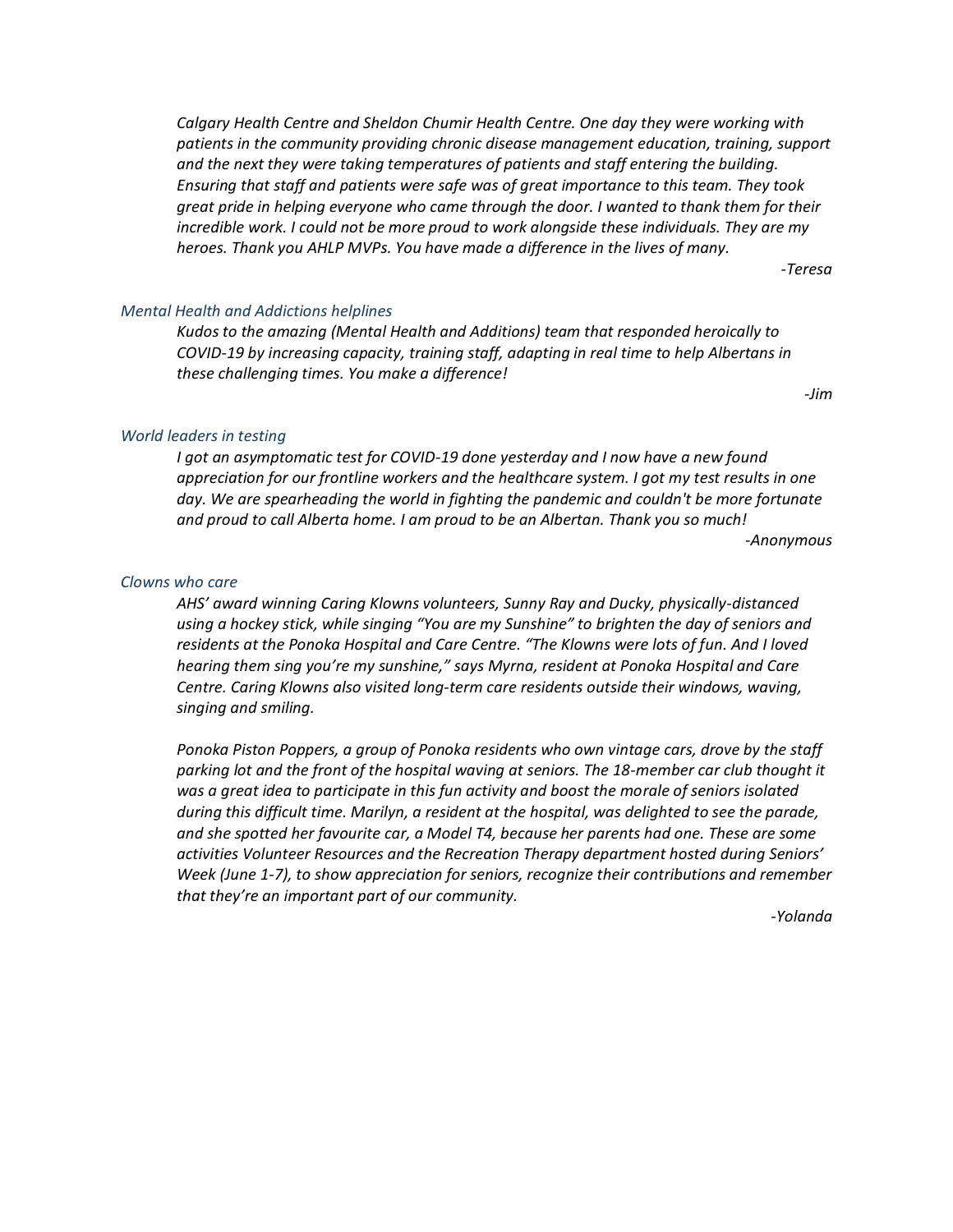*Calgary Health Centre and Sheldon Chumir Health Centre. One day they were working with patients in the community providing chronic disease management education, training, support and the next they were taking temperatures of patients and staff entering the building. Ensuring that staff and patients were safe was of great importance to this team. They took great pride in helping everyone who came through the door. I wanted to thank them for their incredible work. I could not be more proud to work alongside these individuals. They are my heroes. Thank you AHLP MVPs. You have made a difference in the lives of many.*

*-Teresa*

### *Mental Health and Addictions helplines*

*Kudos to the amazing (Mental Health and Additions) team that responded heroically to COVID-19 by increasing capacity, training staff, adapting in real time to help Albertans in these challenging times. You make a difference!*

*-Jim*

### *World leaders in testing*

*I got an asymptomatic test for COVID-19 done yesterday and I now have a new found appreciation for our frontline workers and the healthcare system. I got my test results in one day. We are spearheading the world in fighting the pandemic and couldn't be more fortunate and proud to call Alberta home. I am proud to be an Albertan. Thank you so much!*

*-Anonymous*

### *Clowns who care*

*AHS' award winning Caring Klowns volunteers, Sunny Ray and Ducky, physically-distanced using a hockey stick, while singing "You are my Sunshine" to brighten the day of seniors and residents at the Ponoka Hospital and Care Centre. "The Klowns were lots of fun. And I loved hearing them sing you're my sunshine," says Myrna, resident at Ponoka Hospital and Care Centre. Caring Klowns also visited long-term care residents outside their windows, waving, singing and smiling.*

*Ponoka Piston Poppers, a group of Ponoka residents who own vintage cars, drove by the staff parking lot and the front of the hospital waving at seniors. The 18-member car club thought it was a great idea to participate in this fun activity and boost the morale of seniors isolated during this difficult time. Marilyn, a resident at the hospital, was delighted to see the parade, and she spotted her favourite car, a Model T4, because her parents had one. These are some activities Volunteer Resources and the Recreation Therapy department hosted during Seniors' Week (June 1-7), to show appreciation for seniors, recognize their contributions and remember that they're an important part of our community.*

*-Yolanda*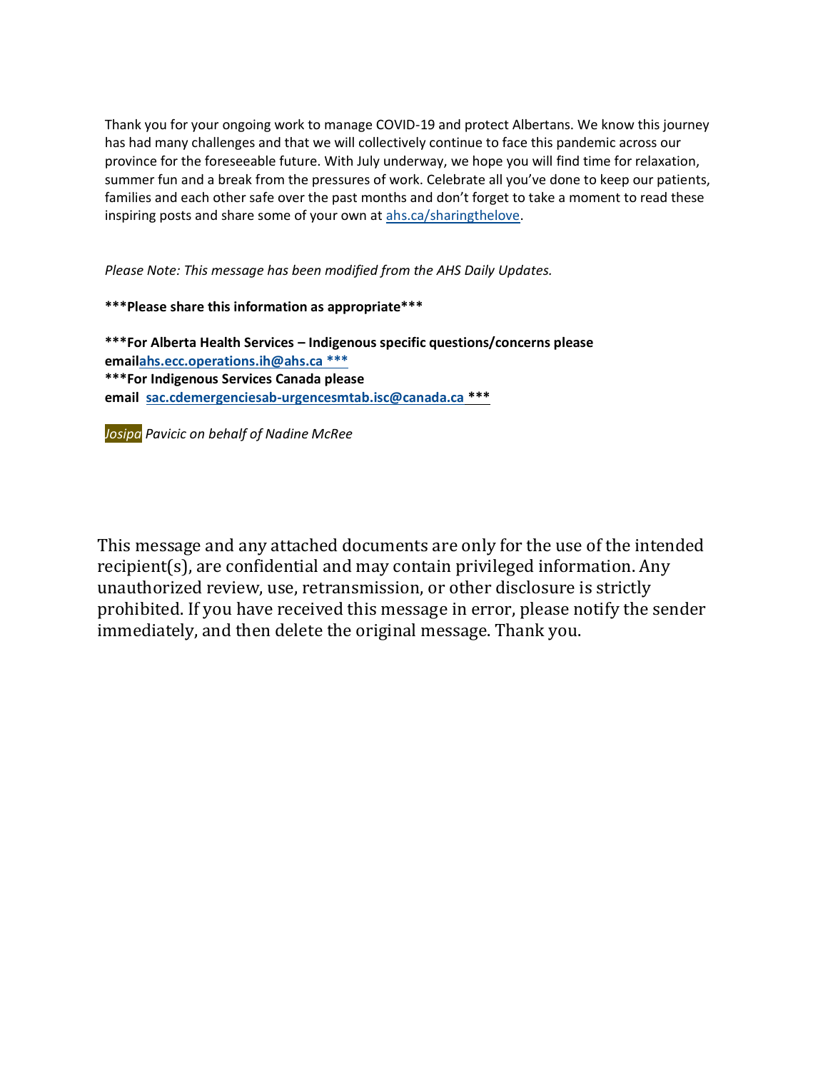Thank you for your ongoing work to manage COVID-19 and protect Albertans. We know this journey has had many challenges and that we will collectively continue to face this pandemic across our province for the foreseeable future. With July underway, we hope you will find time for relaxation, summer fun and a break from the pressures of work. Celebrate all you've done to keep our patients, families and each other safe over the past months and don't forget to take a moment to read these inspiring posts and share some of your own at [ahs.ca/sharingthelove](ahs.ca/sharingthelove).

*Please Note: This message has been modified from the AHS Daily Updates.*

**\*\*\*Please share this information as appropriate\*\*\***

**\*\*\*For Alberta Health Services – Indigenous specific questions/concerns please emailahs.ecc.operations.ih@ahs.ca \*\*\***
**\*\*\*For Indigenous Services Canada please email sac.cdemergenciesab-urgencesmtab.isc@canada.ca \*\*\***

*Josipa Pavicic on behalf of Nadine McRee*

This message and any attached documents are only for the use of the intended recipient(s), are confidential and may contain privileged information. Any unauthorized review, use, retransmission, or other disclosure is strictly prohibited. If you have received this message in error, please notify the sender immediately, and then delete the original message. Thank you.